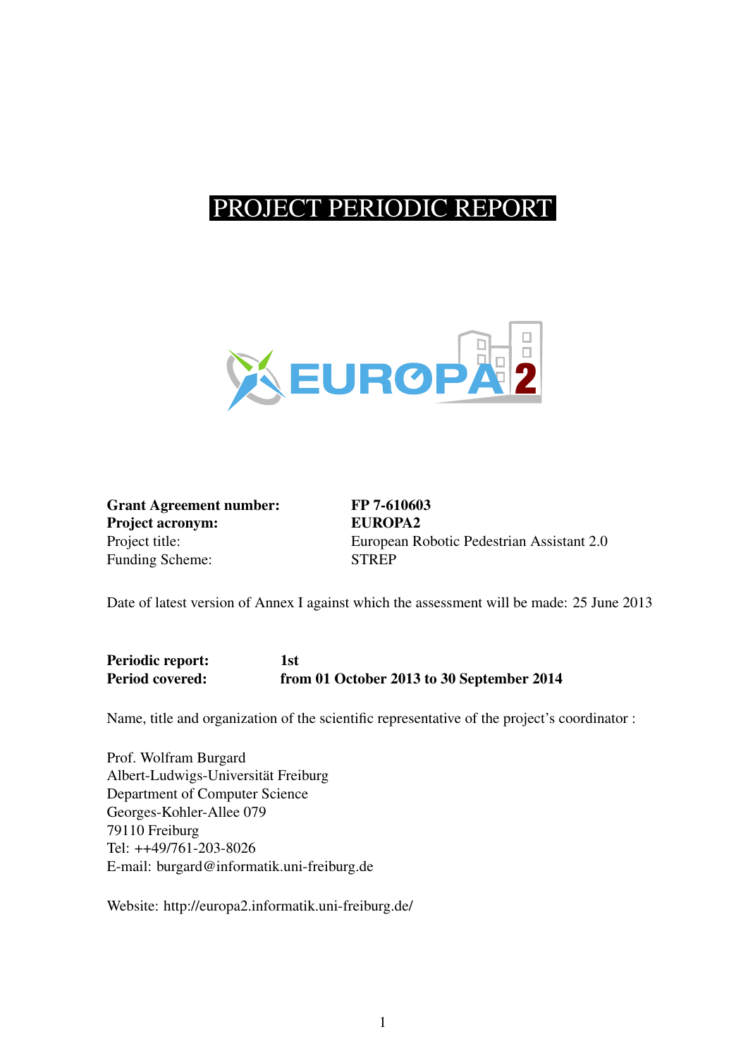# PROJECT PERIODIC REPORT

EUROPA2

| | |
|---|---|
| **Grant Agreement number:** | **FP 7-610603** |
| **Project acronym:** | **EUROPA2** |
| Project title: | European Robotic Pedestrian Assistant 2.0 |
| Funding Scheme: | STREP |

Date of latest version of Annex I against which the assessment will be made: 25 June 2013

| | |
|---|---|
| **Periodic report:** | **1st** |
| **Period covered:** | **from 01 October 2013 to 30 September 2014** |

Name, title and organization of the scientific representative of the project's coordinator :

Prof. Wolfram Burgard
Albert-Ludwigs-Universität Freiburg
Department of Computer Science
Georges-Kohler-Allee 079
79110 Freiburg
Tel: ++49/761-203-8026
E-mail: burgard@informatik.uni-freiburg.de

Website: http://europa2.informatik.uni-freiburg.de/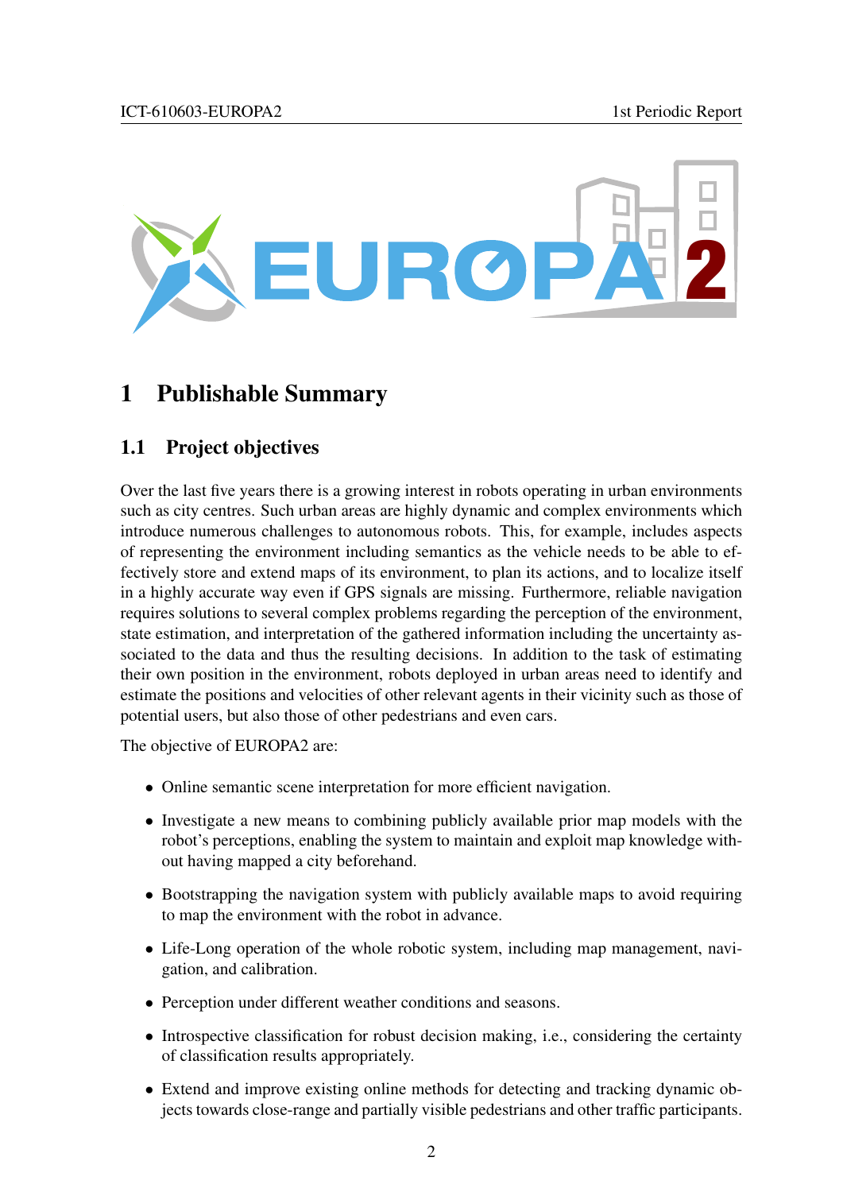# 1 Publishable Summary

## 1.1 Project objectives

Over the last five years there is a growing interest in robots operating in urban environments such as city centres. Such urban areas are highly dynamic and complex environments which introduce numerous challenges to autonomous robots. This, for example, includes aspects of representing the environment including semantics as the vehicle needs to be able to effectively store and extend maps of its environment, to plan its actions, and to localize itself in a highly accurate way even if GPS signals are missing. Furthermore, reliable navigation requires solutions to several complex problems regarding the perception of the environment, state estimation, and interpretation of the gathered information including the uncertainty associated to the data and thus the resulting decisions. In addition to the task of estimating their own position in the environment, robots deployed in urban areas need to identify and estimate the positions and velocities of other relevant agents in their vicinity such as those of potential users, but also those of other pedestrians and even cars.

The objective of EUROPA2 are:

- Online semantic scene interpretation for more efficient navigation.
- Investigate a new means to combining publicly available prior map models with the robot's perceptions, enabling the system to maintain and exploit map knowledge without having mapped a city beforehand.
- Bootstrapping the navigation system with publicly available maps to avoid requiring to map the environment with the robot in advance.
- Life-Long operation of the whole robotic system, including map management, navigation, and calibration.
- Perception under different weather conditions and seasons.
- Introspective classification for robust decision making, i.e., considering the certainty of classification results appropriately.
- Extend and improve existing online methods for detecting and tracking dynamic objects towards close-range and partially visible pedestrians and other traffic participants.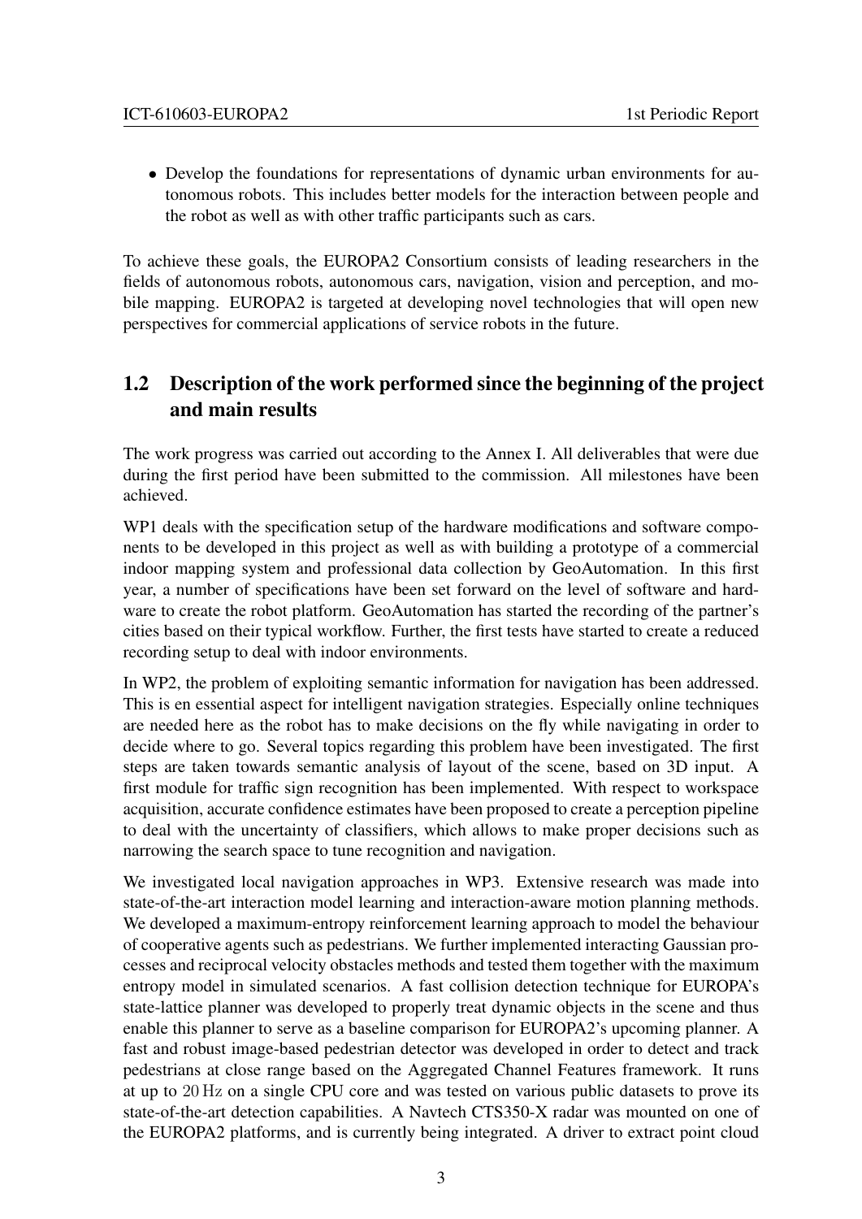- Develop the foundations for representations of dynamic urban environments for autonomous robots. This includes better models for the interaction between people and the robot as well as with other traffic participants such as cars.

To achieve these goals, the EUROPA2 Consortium consists of leading researchers in the fields of autonomous robots, autonomous cars, navigation, vision and perception, and mobile mapping. EUROPA2 is targeted at developing novel technologies that will open new perspectives for commercial applications of service robots in the future.

## 1.2 Description of the work performed since the beginning of the project and main results

The work progress was carried out according to the Annex I. All deliverables that were due during the first period have been submitted to the commission. All milestones have been achieved.

WP1 deals with the specification setup of the hardware modifications and software components to be developed in this project as well as with building a prototype of a commercial indoor mapping system and professional data collection by GeoAutomation. In this first year, a number of specifications have been set forward on the level of software and hardware to create the robot platform. GeoAutomation has started the recording of the partner's cities based on their typical workflow. Further, the first tests have started to create a reduced recording setup to deal with indoor environments.

In WP2, the problem of exploiting semantic information for navigation has been addressed. This is en essential aspect for intelligent navigation strategies. Especially online techniques are needed here as the robot has to make decisions on the fly while navigating in order to decide where to go. Several topics regarding this problem have been investigated. The first steps are taken towards semantic analysis of layout of the scene, based on 3D input. A first module for traffic sign recognition has been implemented. With respect to workspace acquisition, accurate confidence estimates have been proposed to create a perception pipeline to deal with the uncertainty of classifiers, which allows to make proper decisions such as narrowing the search space to tune recognition and navigation.

We investigated local navigation approaches in WP3. Extensive research was made into state-of-the-art interaction model learning and interaction-aware motion planning methods. We developed a maximum-entropy reinforcement learning approach to model the behaviour of cooperative agents such as pedestrians. We further implemented interacting Gaussian processes and reciprocal velocity obstacles methods and tested them together with the maximum entropy model in simulated scenarios. A fast collision detection technique for EUROPA's state-lattice planner was developed to properly treat dynamic objects in the scene and thus enable this planner to serve as a baseline comparison for EUROPA2's upcoming planner. A fast and robust image-based pedestrian detector was developed in order to detect and track pedestrians at close range based on the Aggregated Channel Features framework. It runs at up to 20 Hz on a single CPU core and was tested on various public datasets to prove its state-of-the-art detection capabilities. A Navtech CTS350-X radar was mounted on one of the EUROPA2 platforms, and is currently being integrated. A driver to extract point cloud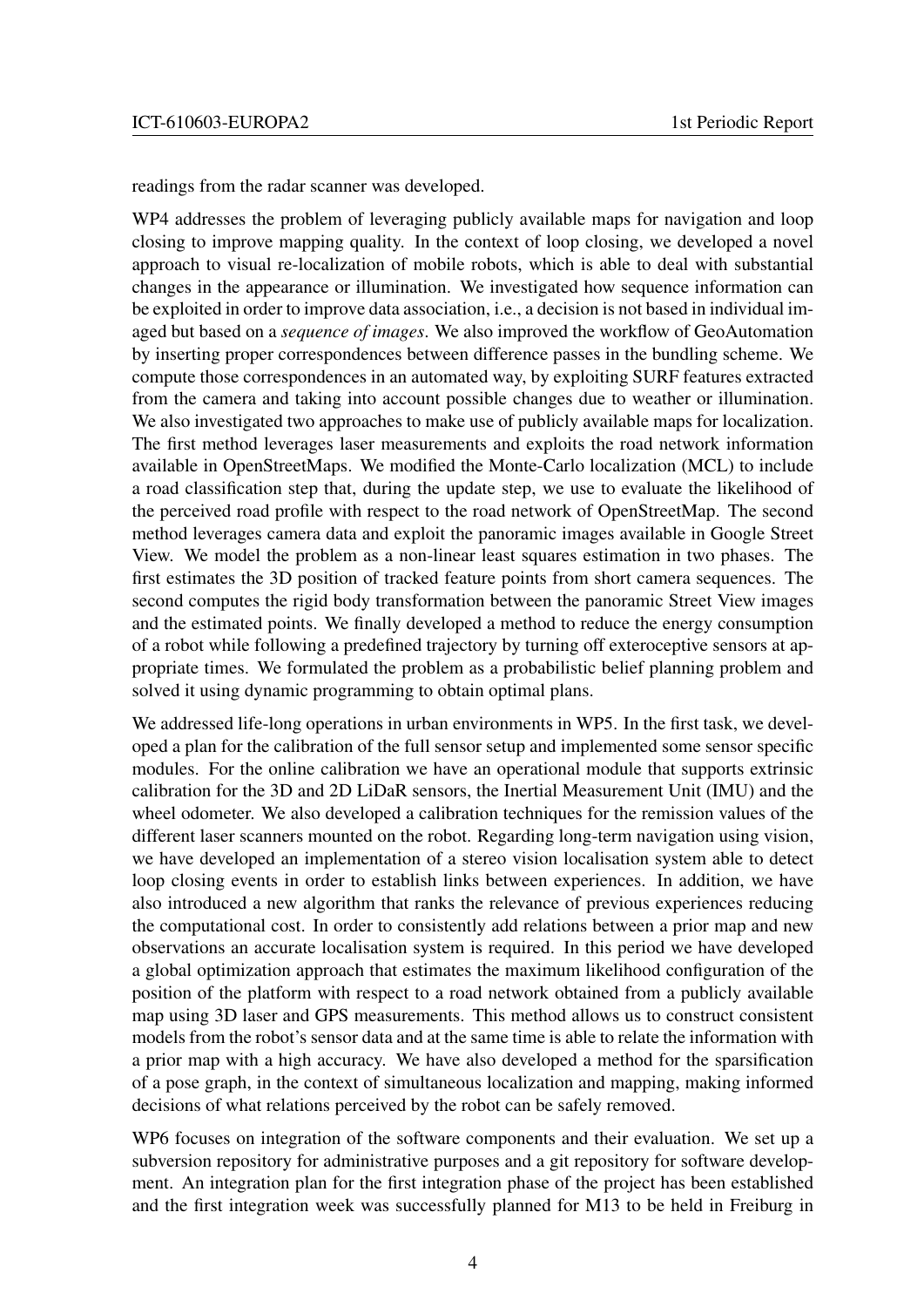readings from the radar scanner was developed.

WP4 addresses the problem of leveraging publicly available maps for navigation and loop closing to improve mapping quality. In the context of loop closing, we developed a novel approach to visual re-localization of mobile robots, which is able to deal with substantial changes in the appearance or illumination. We investigated how sequence information can be exploited in order to improve data association, i.e., a decision is not based in individual imaged but based on a *sequence of images*. We also improved the workflow of GeoAutomation by inserting proper correspondences between difference passes in the bundling scheme. We compute those correspondences in an automated way, by exploiting SURF features extracted from the camera and taking into account possible changes due to weather or illumination. We also investigated two approaches to make use of publicly available maps for localization. The first method leverages laser measurements and exploits the road network information available in OpenStreetMaps. We modified the Monte-Carlo localization (MCL) to include a road classification step that, during the update step, we use to evaluate the likelihood of the perceived road profile with respect to the road network of OpenStreetMap. The second method leverages camera data and exploit the panoramic images available in Google Street View. We model the problem as a non-linear least squares estimation in two phases. The first estimates the 3D position of tracked feature points from short camera sequences. The second computes the rigid body transformation between the panoramic Street View images and the estimated points. We finally developed a method to reduce the energy consumption of a robot while following a predefined trajectory by turning off exteroceptive sensors at appropriate times. We formulated the problem as a probabilistic belief planning problem and solved it using dynamic programming to obtain optimal plans.

We addressed life-long operations in urban environments in WP5. In the first task, we developed a plan for the calibration of the full sensor setup and implemented some sensor specific modules. For the online calibration we have an operational module that supports extrinsic calibration for the 3D and 2D LiDaR sensors, the Inertial Measurement Unit (IMU) and the wheel odometer. We also developed a calibration techniques for the remission values of the different laser scanners mounted on the robot. Regarding long-term navigation using vision, we have developed an implementation of a stereo vision localisation system able to detect loop closing events in order to establish links between experiences. In addition, we have also introduced a new algorithm that ranks the relevance of previous experiences reducing the computational cost. In order to consistently add relations between a prior map and new observations an accurate localisation system is required. In this period we have developed a global optimization approach that estimates the maximum likelihood configuration of the position of the platform with respect to a road network obtained from a publicly available map using 3D laser and GPS measurements. This method allows us to construct consistent models from the robot's sensor data and at the same time is able to relate the information with a prior map with a high accuracy. We have also developed a method for the sparsification of a pose graph, in the context of simultaneous localization and mapping, making informed decisions of what relations perceived by the robot can be safely removed.

WP6 focuses on integration of the software components and their evaluation. We set up a subversion repository for administrative purposes and a git repository for software development. An integration plan for the first integration phase of the project has been established and the first integration week was successfully planned for M13 to be held in Freiburg in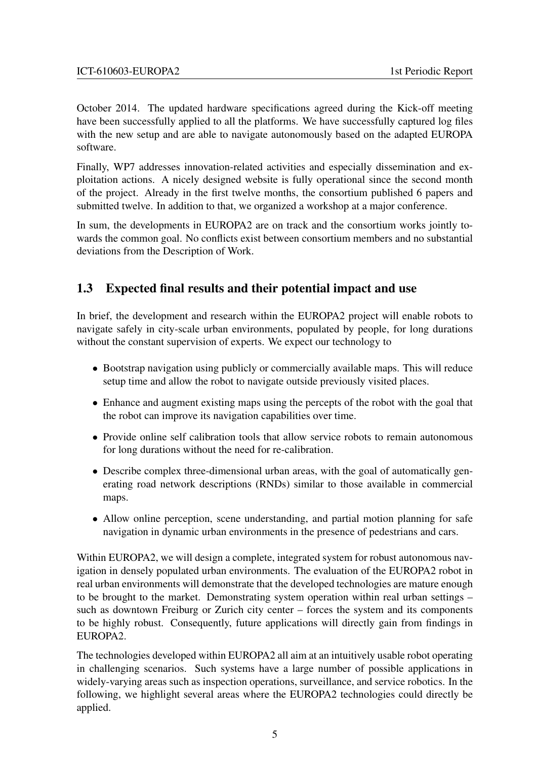October 2014. The updated hardware specifications agreed during the Kick-off meeting have been successfully applied to all the platforms. We have successfully captured log files with the new setup and are able to navigate autonomously based on the adapted EUROPA software.

Finally, WP7 addresses innovation-related activities and especially dissemination and exploitation actions. A nicely designed website is fully operational since the second month of the project. Already in the first twelve months, the consortium published 6 papers and submitted twelve. In addition to that, we organized a workshop at a major conference.

In sum, the developments in EUROPA2 are on track and the consortium works jointly towards the common goal. No conflicts exist between consortium members and no substantial deviations from the Description of Work.

## 1.3 Expected final results and their potential impact and use

In brief, the development and research within the EUROPA2 project will enable robots to navigate safely in city-scale urban environments, populated by people, for long durations without the constant supervision of experts. We expect our technology to

- Bootstrap navigation using publicly or commercially available maps. This will reduce setup time and allow the robot to navigate outside previously visited places.
- Enhance and augment existing maps using the percepts of the robot with the goal that the robot can improve its navigation capabilities over time.
- Provide online self calibration tools that allow service robots to remain autonomous for long durations without the need for re-calibration.
- Describe complex three-dimensional urban areas, with the goal of automatically generating road network descriptions (RNDs) similar to those available in commercial maps.
- Allow online perception, scene understanding, and partial motion planning for safe navigation in dynamic urban environments in the presence of pedestrians and cars.

Within EUROPA2, we will design a complete, integrated system for robust autonomous navigation in densely populated urban environments. The evaluation of the EUROPA2 robot in real urban environments will demonstrate that the developed technologies are mature enough to be brought to the market. Demonstrating system operation within real urban settings – such as downtown Freiburg or Zurich city center – forces the system and its components to be highly robust. Consequently, future applications will directly gain from findings in EUROPA2.

The technologies developed within EUROPA2 all aim at an intuitively usable robot operating in challenging scenarios. Such systems have a large number of possible applications in widely-varying areas such as inspection operations, surveillance, and service robotics. In the following, we highlight several areas where the EUROPA2 technologies could directly be applied.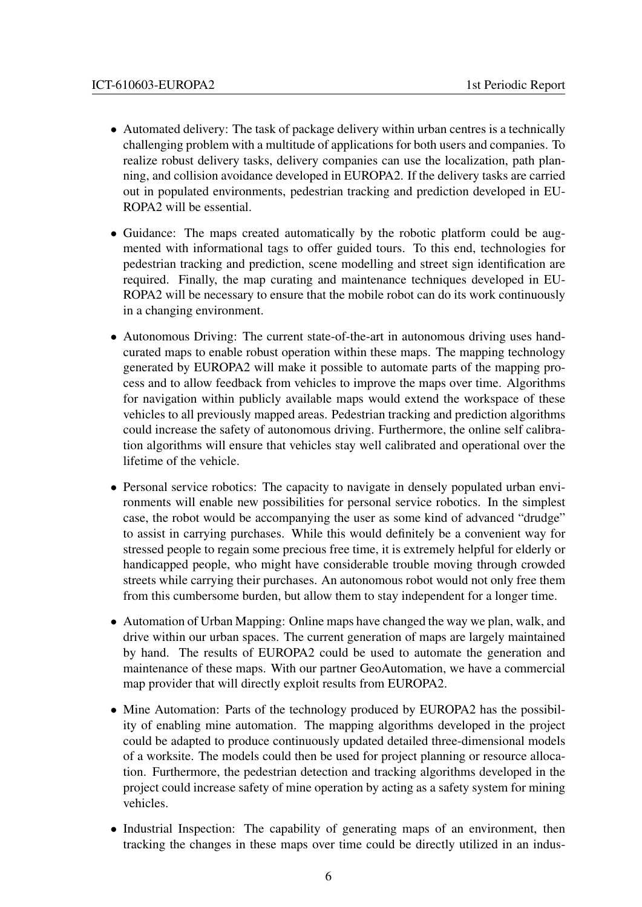- Automated delivery: The task of package delivery within urban centres is a technically challenging problem with a multitude of applications for both users and companies. To realize robust delivery tasks, delivery companies can use the localization, path planning, and collision avoidance developed in EUROPA2. If the delivery tasks are carried out in populated environments, pedestrian tracking and prediction developed in EUROPA2 will be essential.

- Guidance: The maps created automatically by the robotic platform could be augmented with informational tags to offer guided tours. To this end, technologies for pedestrian tracking and prediction, scene modelling and street sign identification are required. Finally, the map curating and maintenance techniques developed in EUROPA2 will be necessary to ensure that the mobile robot can do its work continuously in a changing environment.

- Autonomous Driving: The current state-of-the-art in autonomous driving uses hand-curated maps to enable robust operation within these maps. The mapping technology generated by EUROPA2 will make it possible to automate parts of the mapping process and to allow feedback from vehicles to improve the maps over time. Algorithms for navigation within publicly available maps would extend the workspace of these vehicles to all previously mapped areas. Pedestrian tracking and prediction algorithms could increase the safety of autonomous driving. Furthermore, the online self calibration algorithms will ensure that vehicles stay well calibrated and operational over the lifetime of the vehicle.

- Personal service robotics: The capacity to navigate in densely populated urban environments will enable new possibilities for personal service robotics. In the simplest case, the robot would be accompanying the user as some kind of advanced "drudge" to assist in carrying purchases. While this would definitely be a convenient way for stressed people to regain some precious free time, it is extremely helpful for elderly or handicapped people, who might have considerable trouble moving through crowded streets while carrying their purchases. An autonomous robot would not only free them from this cumbersome burden, but allow them to stay independent for a longer time.

- Automation of Urban Mapping: Online maps have changed the way we plan, walk, and drive within our urban spaces. The current generation of maps are largely maintained by hand. The results of EUROPA2 could be used to automate the generation and maintenance of these maps. With our partner GeoAutomation, we have a commercial map provider that will directly exploit results from EUROPA2.

- Mine Automation: Parts of the technology produced by EUROPA2 has the possibility of enabling mine automation. The mapping algorithms developed in the project could be adapted to produce continuously updated detailed three-dimensional models of a worksite. The models could then be used for project planning or resource allocation. Furthermore, the pedestrian detection and tracking algorithms developed in the project could increase safety of mine operation by acting as a safety system for mining vehicles.

- Industrial Inspection: The capability of generating maps of an environment, then tracking the changes in these maps over time could be directly utilized in an indus-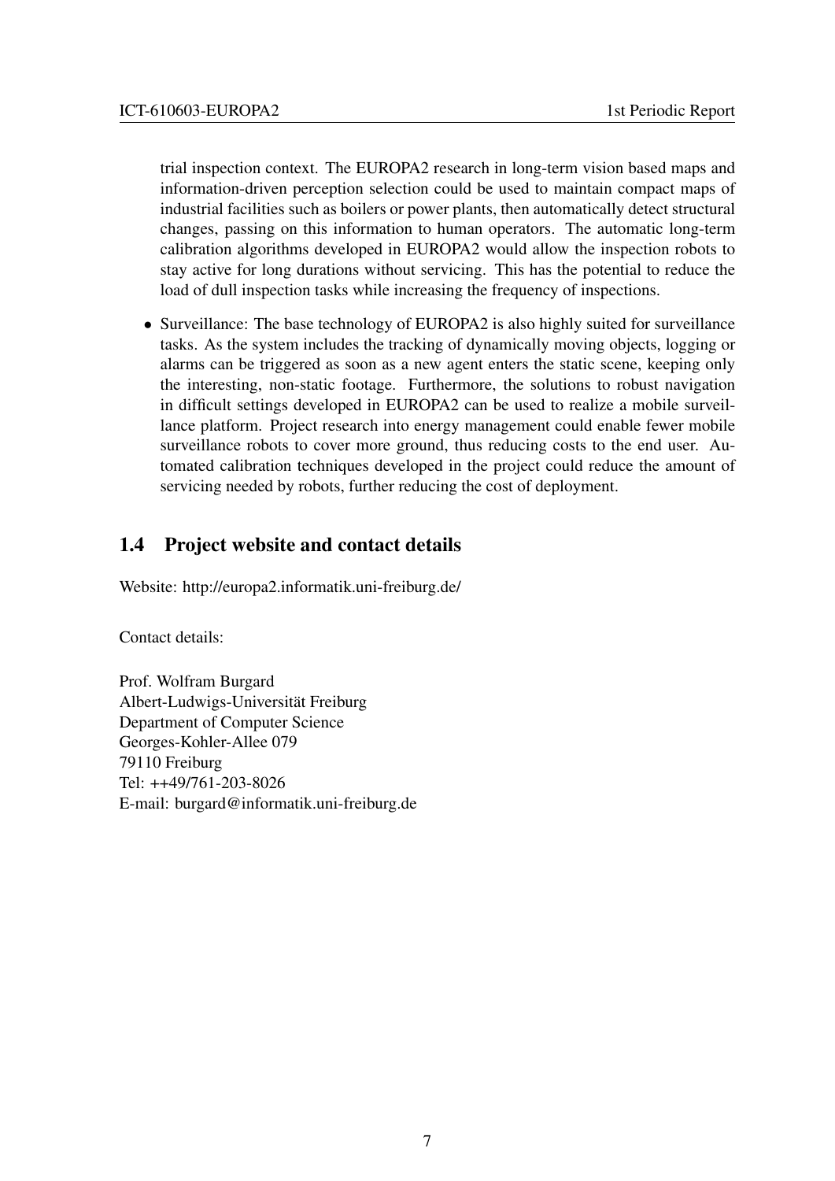trial inspection context. The EUROPA2 research in long-term vision based maps and information-driven perception selection could be used to maintain compact maps of industrial facilities such as boilers or power plants, then automatically detect structural changes, passing on this information to human operators. The automatic long-term calibration algorithms developed in EUROPA2 would allow the inspection robots to stay active for long durations without servicing. This has the potential to reduce the load of dull inspection tasks while increasing the frequency of inspections.

- Surveillance: The base technology of EUROPA2 is also highly suited for surveillance tasks. As the system includes the tracking of dynamically moving objects, logging or alarms can be triggered as soon as a new agent enters the static scene, keeping only the interesting, non-static footage. Furthermore, the solutions to robust navigation in difficult settings developed in EUROPA2 can be used to realize a mobile surveillance platform. Project research into energy management could enable fewer mobile surveillance robots to cover more ground, thus reducing costs to the end user. Automated calibration techniques developed in the project could reduce the amount of servicing needed by robots, further reducing the cost of deployment.

## 1.4 Project website and contact details

Website: http://europa2.informatik.uni-freiburg.de/

Contact details:

Prof. Wolfram Burgard
Albert-Ludwigs-Universität Freiburg
Department of Computer Science
Georges-Kohler-Allee 079
79110 Freiburg
Tel: ++49/761-203-8026
E-mail: burgard@informatik.uni-freiburg.de